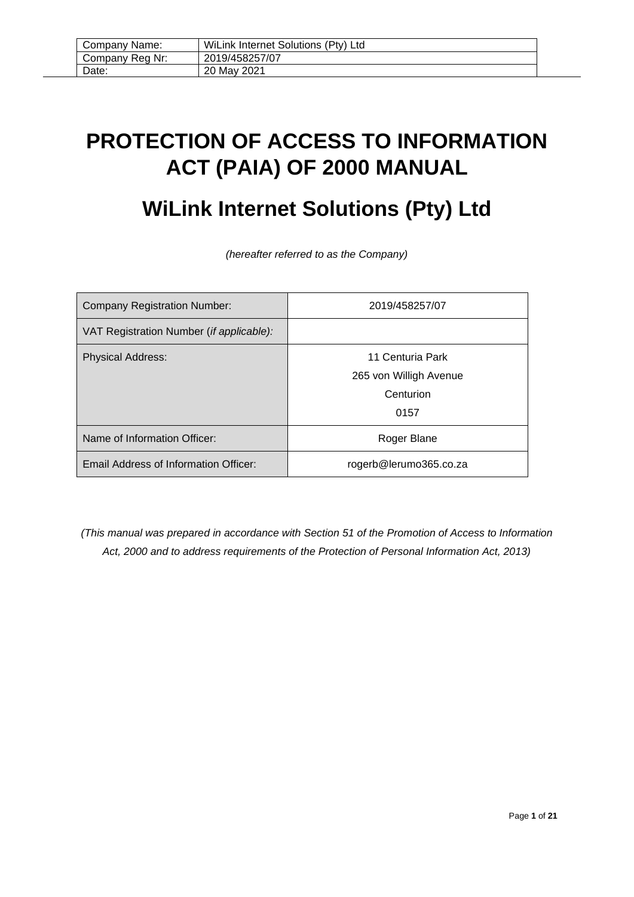| Company Name: | WiLink Internet Solutions (Pty) Ltd |
|---|---|
| Company Reg Nr: | 2019/458257/07 |
| Date: | 20 May 2021 |

# PROTECTION OF ACCESS TO INFORMATION ACT (PAIA) OF 2000 MANUAL

# WiLink Internet Solutions (Pty) Ltd

*(hereafter referred to as the Company)*

| | |
|---|---|
| Company Registration Number: | 2019/458257/07 |
| VAT Registration Number (*if applicable):* | |
| Physical Address: | 11 Centuria Park<br>265 von Willigh Avenue<br>Centurion<br>0157 |
| Name of Information Officer: | Roger Blane |
| Email Address of Information Officer: | rogerb@lerumo365.co.za |

*(This manual was prepared in accordance with Section 51 of the Promotion of Access to Information Act, 2000 and to address requirements of the Protection of Personal Information Act, 2013)*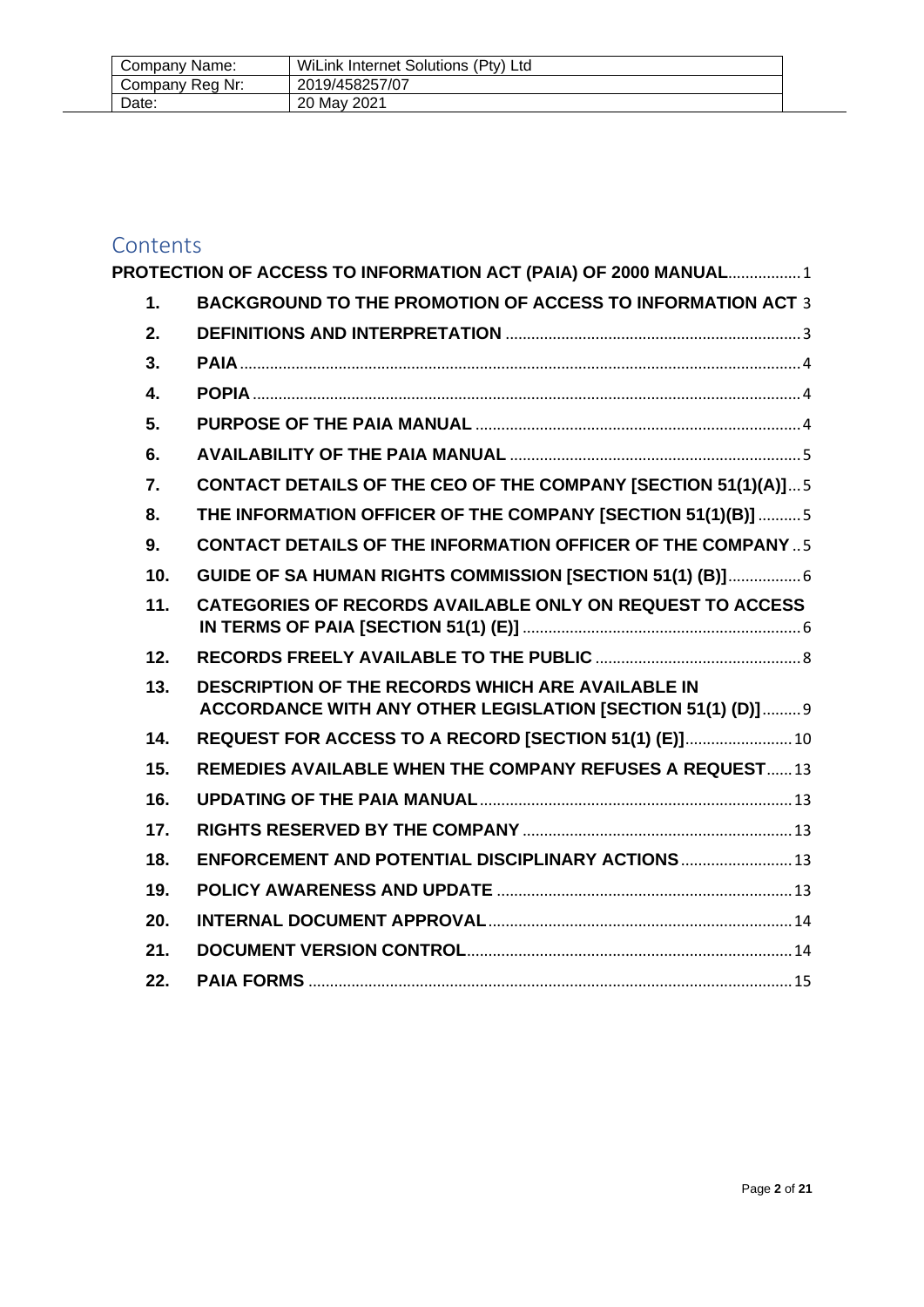| Company Name: | WiLink Internet Solutions (Pty) Ltd |
| --- | --- |
| Company Reg Nr: | 2019/458257/07 |
| Date: | 20 May 2021 |

# Contents

**PROTECTION OF ACCESS TO INFORMATION ACT (PAIA) OF 2000 MANUAL** ........ 1

| | | |
| --- | --- | --- |
| **1.** | **BACKGROUND TO THE PROMOTION OF ACCESS TO INFORMATION ACT** | 3 |
| **2.** | **DEFINITIONS AND INTERPRETATION** | 3 |
| **3.** | **PAIA** | 4 |
| **4.** | **POPIA** | 4 |
| **5.** | **PURPOSE OF THE PAIA MANUAL** | 4 |
| **6.** | **AVAILABILITY OF THE PAIA MANUAL** | 5 |
| **7.** | **CONTACT DETAILS OF THE CEO OF THE COMPANY [SECTION 51(1)(A)]** | 5 |
| **8.** | **THE INFORMATION OFFICER OF THE COMPANY [SECTION 51(1)(B)]** | 5 |
| **9.** | **CONTACT DETAILS OF THE INFORMATION OFFICER OF THE COMPANY** | 5 |
| **10.** | **GUIDE OF SA HUMAN RIGHTS COMMISSION [SECTION 51(1) (B)]** | 6 |
| **11.** | **CATEGORIES OF RECORDS AVAILABLE ONLY ON REQUEST TO ACCESS IN TERMS OF PAIA [SECTION 51(1) (E)]** | 6 |
| **12.** | **RECORDS FREELY AVAILABLE TO THE PUBLIC** | 8 |
| **13.** | **DESCRIPTION OF THE RECORDS WHICH ARE AVAILABLE IN ACCORDANCE WITH ANY OTHER LEGISLATION [SECTION 51(1) (D)]** | 9 |
| **14.** | **REQUEST FOR ACCESS TO A RECORD [SECTION 51(1) (E)]** | 10 |
| **15.** | **REMEDIES AVAILABLE WHEN THE COMPANY REFUSES A REQUEST** | 13 |
| **16.** | **UPDATING OF THE PAIA MANUAL** | 13 |
| **17.** | **RIGHTS RESERVED BY THE COMPANY** | 13 |
| **18.** | **ENFORCEMENT AND POTENTIAL DISCIPLINARY ACTIONS** | 13 |
| **19.** | **POLICY AWARENESS AND UPDATE** | 13 |
| **20.** | **INTERNAL DOCUMENT APPROVAL** | 14 |
| **21.** | **DOCUMENT VERSION CONTROL** | 14 |
| **22.** | **PAIA FORMS** | 15 |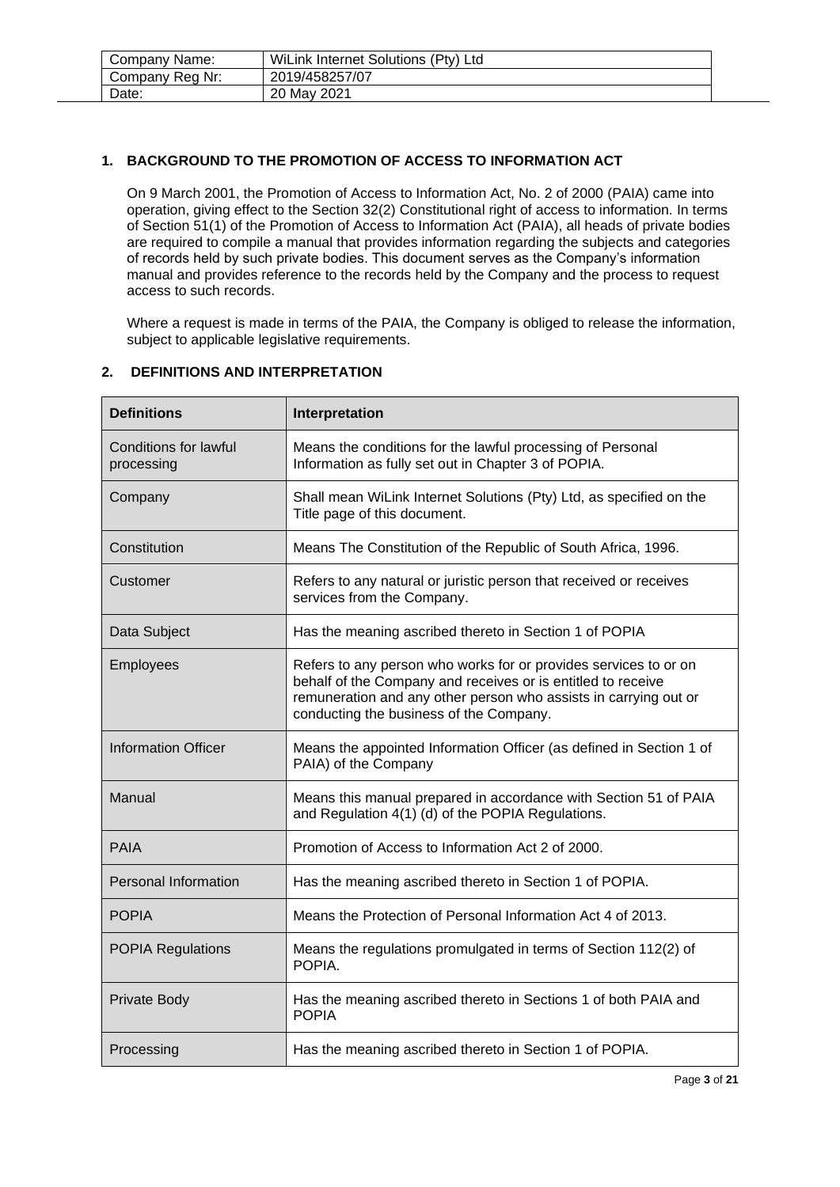| Company Name: | WiLink Internet Solutions (Pty) Ltd |
| --- | --- |
| Company Reg Nr: | 2019/458257/07 |
| Date: | 20 May 2021 |

## 1. BACKGROUND TO THE PROMOTION OF ACCESS TO INFORMATION ACT

On 9 March 2001, the Promotion of Access to Information Act, No. 2 of 2000 (PAIA) came into operation, giving effect to the Section 32(2) Constitutional right of access to information. In terms of Section 51(1) of the Promotion of Access to Information Act (PAIA), all heads of private bodies are required to compile a manual that provides information regarding the subjects and categories of records held by such private bodies. This document serves as the Company's information manual and provides reference to the records held by the Company and the process to request access to such records.

Where a request is made in terms of the PAIA, the Company is obliged to release the information, subject to applicable legislative requirements.

## 2. DEFINITIONS AND INTERPRETATION

| Definitions | Interpretation |
| --- | --- |
| Conditions for lawful processing | Means the conditions for the lawful processing of Personal Information as fully set out in Chapter 3 of POPIA. |
| Company | Shall mean WiLink Internet Solutions (Pty) Ltd, as specified on the Title page of this document. |
| Constitution | Means The Constitution of the Republic of South Africa, 1996. |
| Customer | Refers to any natural or juristic person that received or receives services from the Company. |
| Data Subject | Has the meaning ascribed thereto in Section 1 of POPIA |
| Employees | Refers to any person who works for or provides services to or on behalf of the Company and receives or is entitled to receive remuneration and any other person who assists in carrying out or conducting the business of the Company. |
| Information Officer | Means the appointed Information Officer (as defined in Section 1 of PAIA) of the Company |
| Manual | Means this manual prepared in accordance with Section 51 of PAIA and Regulation 4(1) (d) of the POPIA Regulations. |
| PAIA | Promotion of Access to Information Act 2 of 2000. |
| Personal Information | Has the meaning ascribed thereto in Section 1 of POPIA. |
| POPIA | Means the Protection of Personal Information Act 4 of 2013. |
| POPIA Regulations | Means the regulations promulgated in terms of Section 112(2) of POPIA. |
| Private Body | Has the meaning ascribed thereto in Sections 1 of both PAIA and POPIA |
| Processing | Has the meaning ascribed thereto in Section 1 of POPIA. |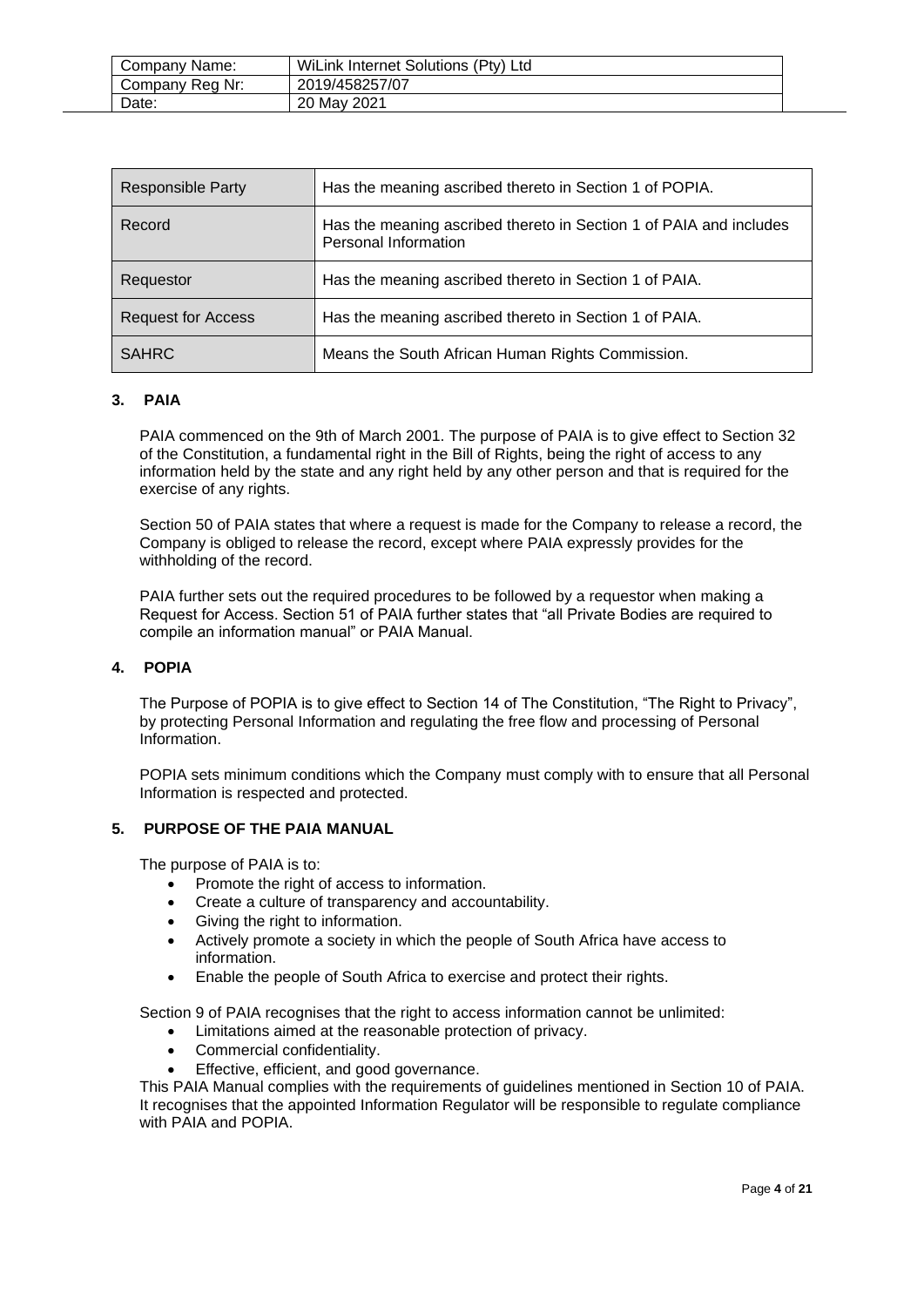| Responsible Party | Has the meaning ascribed thereto in Section 1 of POPIA. |
| --- | --- |
| Record | Has the meaning ascribed thereto in Section 1 of PAIA and includes Personal Information |
| Requestor | Has the meaning ascribed thereto in Section 1 of PAIA. |
| Request for Access | Has the meaning ascribed thereto in Section 1 of PAIA. |
| SAHRC | Means the South African Human Rights Commission. |

## 3. PAIA

PAIA commenced on the 9th of March 2001. The purpose of PAIA is to give effect to Section 32 of the Constitution, a fundamental right in the Bill of Rights, being the right of access to any information held by the state and any right held by any other person and that is required for the exercise of any rights.

Section 50 of PAIA states that where a request is made for the Company to release a record, the Company is obliged to release the record, except where PAIA expressly provides for the withholding of the record.

PAIA further sets out the required procedures to be followed by a requestor when making a Request for Access. Section 51 of PAIA further states that "all Private Bodies are required to compile an information manual" or PAIA Manual.

## 4. POPIA

The Purpose of POPIA is to give effect to Section 14 of The Constitution, "The Right to Privacy", by protecting Personal Information and regulating the free flow and processing of Personal Information.

POPIA sets minimum conditions which the Company must comply with to ensure that all Personal Information is respected and protected.

## 5. PURPOSE OF THE PAIA MANUAL

The purpose of PAIA is to:

- Promote the right of access to information.
- Create a culture of transparency and accountability.
- Giving the right to information.
- Actively promote a society in which the people of South Africa have access to information.
- Enable the people of South Africa to exercise and protect their rights.

Section 9 of PAIA recognises that the right to access information cannot be unlimited:

- Limitations aimed at the reasonable protection of privacy.
- Commercial confidentiality.
- Effective, efficient, and good governance.

This PAIA Manual complies with the requirements of guidelines mentioned in Section 10 of PAIA. It recognises that the appointed Information Regulator will be responsible to regulate compliance with PAIA and POPIA.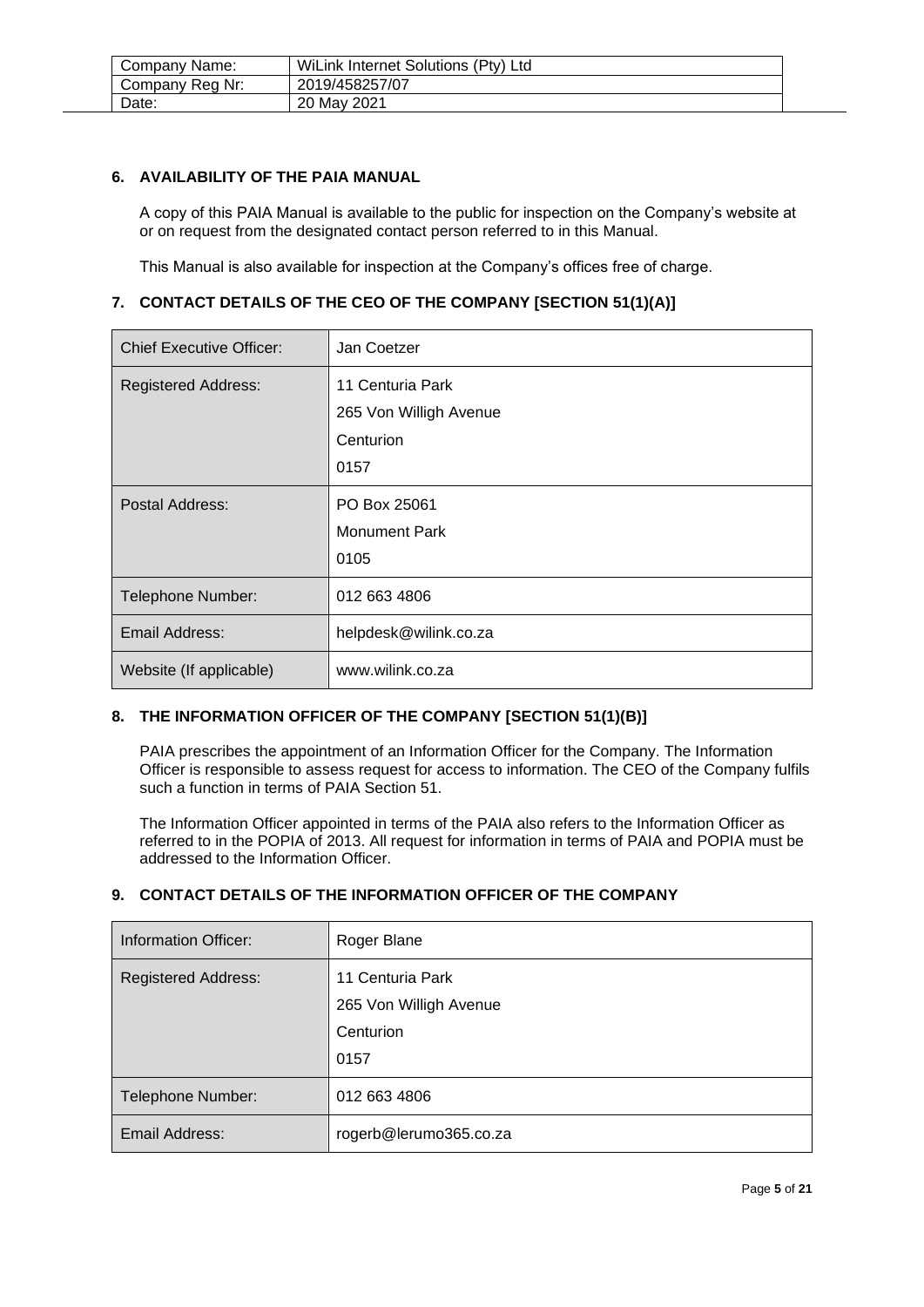## 6. AVAILABILITY OF THE PAIA MANUAL

A copy of this PAIA Manual is available to the public for inspection on the Company's website at or on request from the designated contact person referred to in this Manual.

This Manual is also available for inspection at the Company's offices free of charge.

## 7. CONTACT DETAILS OF THE CEO OF THE COMPANY [SECTION 51(1)(A)]

| Chief Executive Officer: | Jan Coetzer |
|---|---|
| Registered Address: | 11 Centuria Park<br>265 Von Willigh Avenue<br>Centurion<br>0157 |
| Postal Address: | PO Box 25061<br>Monument Park<br>0105 |
| Telephone Number: | 012 663 4806 |
| Email Address: | helpdesk@wilink.co.za |
| Website (If applicable) | www.wilink.co.za |

## 8. THE INFORMATION OFFICER OF THE COMPANY [SECTION 51(1)(B)]

PAIA prescribes the appointment of an Information Officer for the Company. The Information Officer is responsible to assess request for access to information. The CEO of the Company fulfils such a function in terms of PAIA Section 51.

The Information Officer appointed in terms of the PAIA also refers to the Information Officer as referred to in the POPIA of 2013. All request for information in terms of PAIA and POPIA must be addressed to the Information Officer.

## 9. CONTACT DETAILS OF THE INFORMATION OFFICER OF THE COMPANY

| Information Officer: | Roger Blane |
|---|---|
| Registered Address: | 11 Centuria Park<br>265 Von Willigh Avenue<br>Centurion<br>0157 |
| Telephone Number: | 012 663 4806 |
| Email Address: | rogerb@lerumo365.co.za |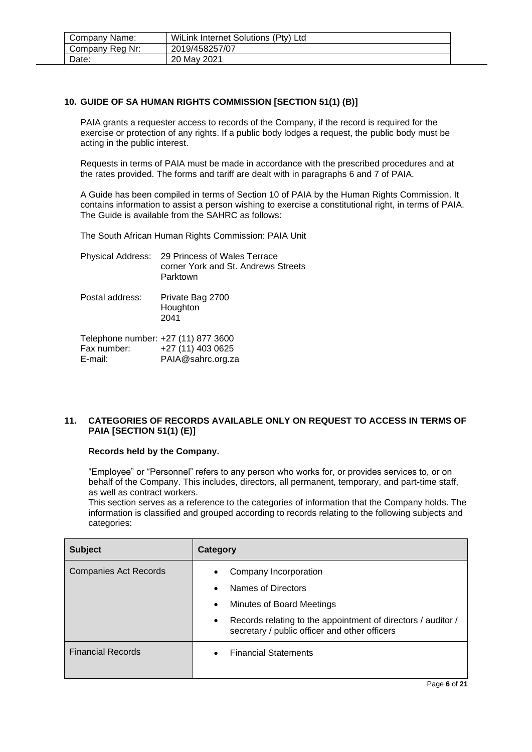| Company Name: | WiLink Internet Solutions (Pty) Ltd |
|---|---|
| Company Reg Nr: | 2019/458257/07 |
| Date: | 20 May 2021 |

## 10. GUIDE OF SA HUMAN RIGHTS COMMISSION [SECTION 51(1) (B)]

PAIA grants a requester access to records of the Company, if the record is required for the exercise or protection of any rights. If a public body lodges a request, the public body must be acting in the public interest.

Requests in terms of PAIA must be made in accordance with the prescribed procedures and at the rates provided. The forms and tariff are dealt with in paragraphs 6 and 7 of PAIA.

A Guide has been compiled in terms of Section 10 of PAIA by the Human Rights Commission. It contains information to assist a person wishing to exercise a constitutional right, in terms of PAIA. The Guide is available from the SAHRC as follows:

The South African Human Rights Commission: PAIA Unit

Physical Address: 29 Princess of Wales Terrace
corner York and St. Andrews Streets
Parktown

Postal address: Private Bag 2700
Houghton
2041

Telephone number: +27 (11) 877 3600
Fax number: +27 (11) 403 0625
E-mail: PAIA@sahrc.org.za

## 11. CATEGORIES OF RECORDS AVAILABLE ONLY ON REQUEST TO ACCESS IN TERMS OF PAIA [SECTION 51(1) (E)]

**Records held by the Company.**

"Employee" or "Personnel" refers to any person who works for, or provides services to, or on behalf of the Company. This includes, directors, all permanent, temporary, and part-time staff, as well as contract workers.

This section serves as a reference to the categories of information that the Company holds. The information is classified and grouped according to records relating to the following subjects and categories:

| Subject | Category |
|---|---|
| Companies Act Records | • Company Incorporation<br>• Names of Directors<br>• Minutes of Board Meetings<br>• Records relating to the appointment of directors / auditor / secretary / public officer and other officers |
| Financial Records | • Financial Statements |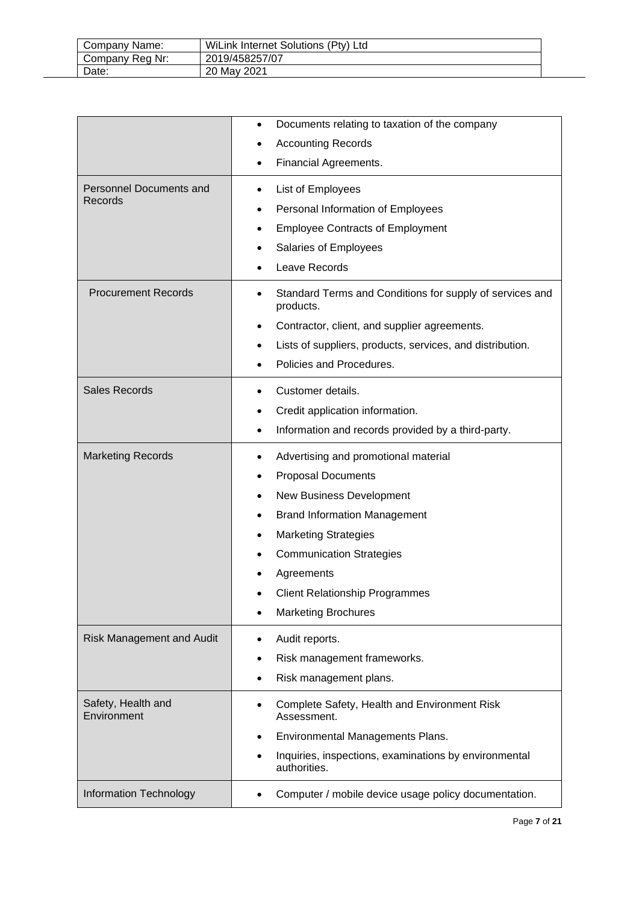| Company Name: | WiLink Internet Solutions (Pty) Ltd |
| --- | --- |
| Company Reg Nr: | 2019/458257/07 |
| Date: | 20 May 2021 |

| | |
| --- | --- |
| | • Documents relating to taxation of the company<br>• Accounting Records<br>• Financial Agreements. |
| Personnel Documents and Records | • List of Employees<br>• Personal Information of Employees<br>• Employee Contracts of Employment<br>• Salaries of Employees<br>• Leave Records |
| Procurement Records | • Standard Terms and Conditions for supply of services and products.<br>• Contractor, client, and supplier agreements.<br>• Lists of suppliers, products, services, and distribution.<br>• Policies and Procedures. |
| Sales Records | • Customer details.<br>• Credit application information.<br>• Information and records provided by a third-party. |
| Marketing Records | • Advertising and promotional material<br>• Proposal Documents<br>• New Business Development<br>• Brand Information Management<br>• Marketing Strategies<br>• Communication Strategies<br>• Agreements<br>• Client Relationship Programmes<br>• Marketing Brochures |
| Risk Management and Audit | • Audit reports.<br>• Risk management frameworks.<br>• Risk management plans. |
| Safety, Health and Environment | • Complete Safety, Health and Environment Risk Assessment.<br>• Environmental Managements Plans.<br>• Inquiries, inspections, examinations by environmental authorities. |
| Information Technology | • Computer / mobile device usage policy documentation. |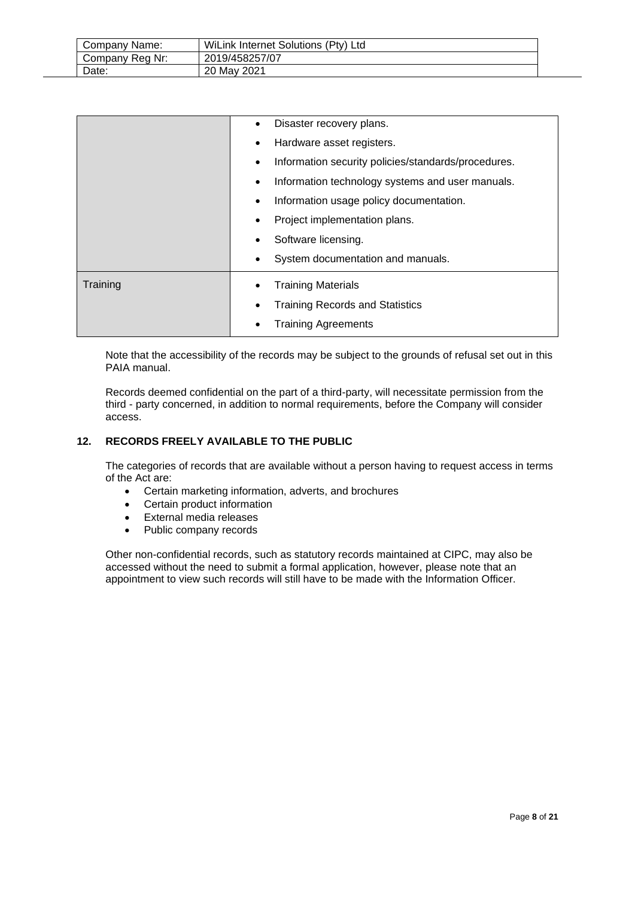| | |
|---|---|
| | • Disaster recovery plans.<br>• Hardware asset registers.<br>• Information security policies/standards/procedures.<br>• Information technology systems and user manuals.<br>• Information usage policy documentation.<br>• Project implementation plans.<br>• Software licensing.<br>• System documentation and manuals. |
| Training | • Training Materials<br>• Training Records and Statistics<br>• Training Agreements |

Note that the accessibility of the records may be subject to the grounds of refusal set out in this PAIA manual.

Records deemed confidential on the part of a third-party, will necessitate permission from the third - party concerned, in addition to normal requirements, before the Company will consider access.

## 12. RECORDS FREELY AVAILABLE TO THE PUBLIC

The categories of records that are available without a person having to request access in terms of the Act are:

- Certain marketing information, adverts, and brochures
- Certain product information
- External media releases
- Public company records

Other non-confidential records, such as statutory records maintained at CIPC, may also be accessed without the need to submit a formal application, however, please note that an appointment to view such records will still have to be made with the Information Officer.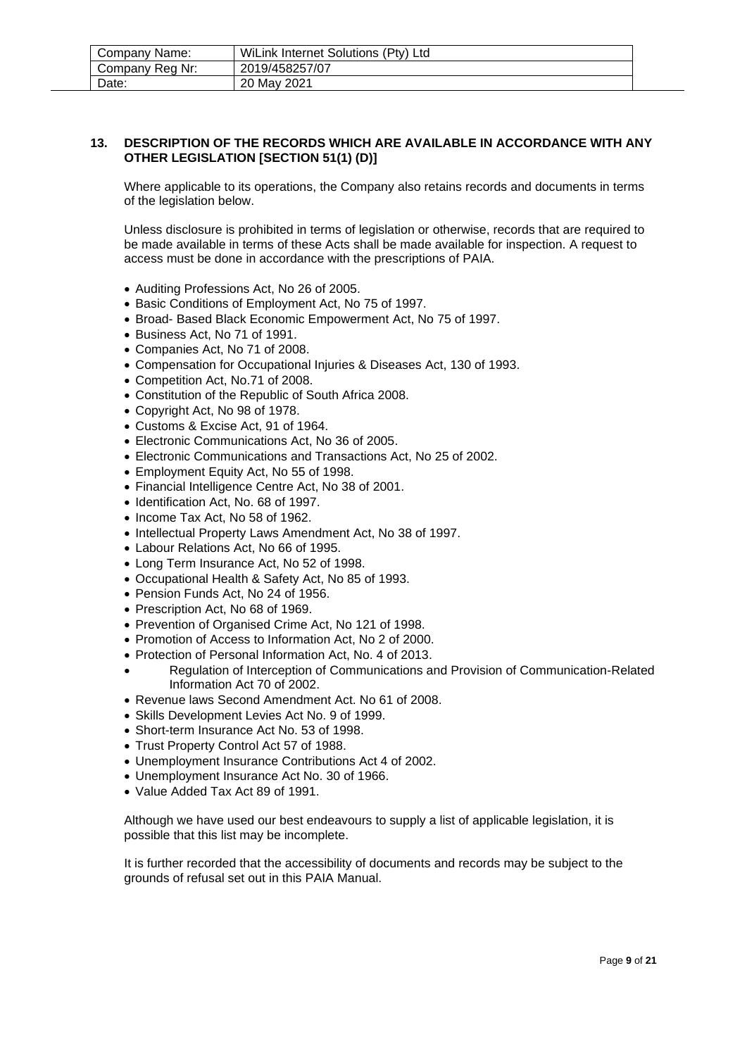| Company Name: | WiLink Internet Solutions (Pty) Ltd |
| --- | --- |
| Company Reg Nr: | 2019/458257/07 |
| Date: | 20 May 2021 |

## 13. DESCRIPTION OF THE RECORDS WHICH ARE AVAILABLE IN ACCORDANCE WITH ANY OTHER LEGISLATION [SECTION 51(1) (D)]

Where applicable to its operations, the Company also retains records and documents in terms of the legislation below.

Unless disclosure is prohibited in terms of legislation or otherwise, records that are required to be made available in terms of these Acts shall be made available for inspection. A request to access must be done in accordance with the prescriptions of PAIA.

- Auditing Professions Act, No 26 of 2005.
- Basic Conditions of Employment Act, No 75 of 1997.
- Broad- Based Black Economic Empowerment Act, No 75 of 1997.
- Business Act, No 71 of 1991.
- Companies Act, No 71 of 2008.
- Compensation for Occupational Injuries & Diseases Act, 130 of 1993.
- Competition Act, No.71 of 2008.
- Constitution of the Republic of South Africa 2008.
- Copyright Act, No 98 of 1978.
- Customs & Excise Act, 91 of 1964.
- Electronic Communications Act, No 36 of 2005.
- Electronic Communications and Transactions Act, No 25 of 2002.
- Employment Equity Act, No 55 of 1998.
- Financial Intelligence Centre Act, No 38 of 2001.
- Identification Act, No. 68 of 1997.
- Income Tax Act, No 58 of 1962.
- Intellectual Property Laws Amendment Act, No 38 of 1997.
- Labour Relations Act, No 66 of 1995.
- Long Term Insurance Act, No 52 of 1998.
- Occupational Health & Safety Act, No 85 of 1993.
- Pension Funds Act, No 24 of 1956.
- Prescription Act, No 68 of 1969.
- Prevention of Organised Crime Act, No 121 of 1998.
- Promotion of Access to Information Act, No 2 of 2000.
- Protection of Personal Information Act, No. 4 of 2013.
- Regulation of Interception of Communications and Provision of Communication-Related Information Act 70 of 2002.
- Revenue laws Second Amendment Act. No 61 of 2008.
- Skills Development Levies Act No. 9 of 1999.
- Short-term Insurance Act No. 53 of 1998.
- Trust Property Control Act 57 of 1988.
- Unemployment Insurance Contributions Act 4 of 2002.
- Unemployment Insurance Act No. 30 of 1966.
- Value Added Tax Act 89 of 1991.

Although we have used our best endeavours to supply a list of applicable legislation, it is possible that this list may be incomplete.

It is further recorded that the accessibility of documents and records may be subject to the grounds of refusal set out in this PAIA Manual.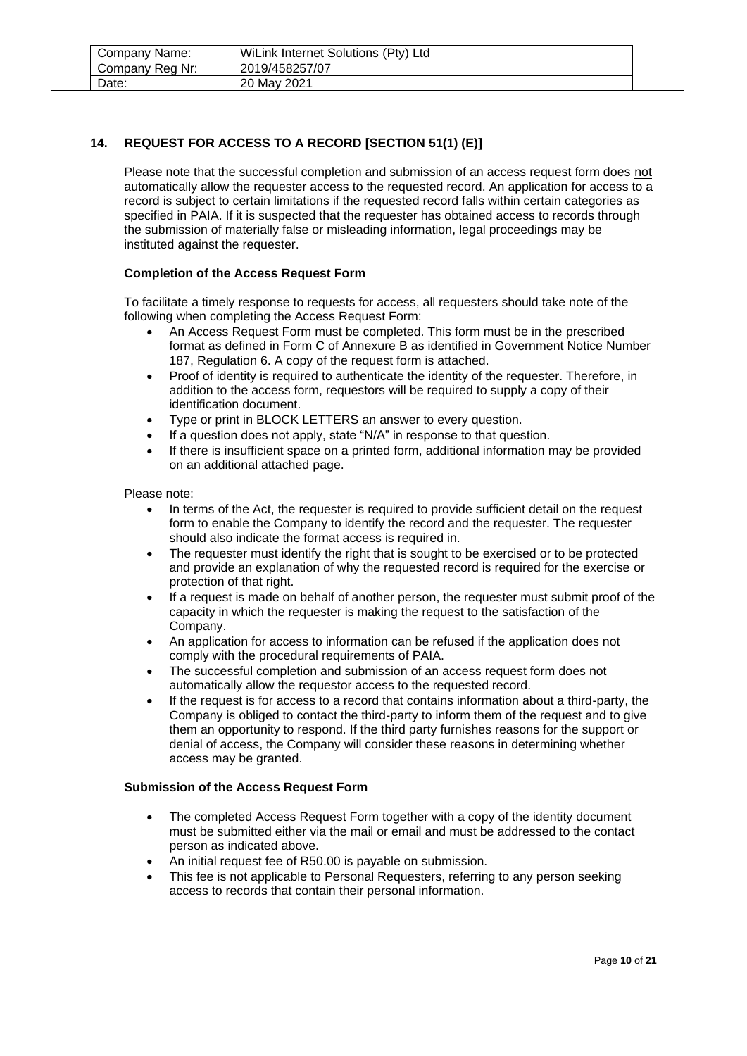| Company Name: | WiLink Internet Solutions (Pty) Ltd |
| --- | --- |
| Company Reg Nr: | 2019/458257/07 |
| Date: | 20 May 2021 |

## 14. REQUEST FOR ACCESS TO A RECORD [SECTION 51(1) (E)]

Please note that the successful completion and submission of an access request form does not automatically allow the requester access to the requested record. An application for access to a record is subject to certain limitations if the requested record falls within certain categories as specified in PAIA. If it is suspected that the requester has obtained access to records through the submission of materially false or misleading information, legal proceedings may be instituted against the requester.

### Completion of the Access Request Form

To facilitate a timely response to requests for access, all requesters should take note of the following when completing the Access Request Form:

- An Access Request Form must be completed. This form must be in the prescribed format as defined in Form C of Annexure B as identified in Government Notice Number 187, Regulation 6. A copy of the request form is attached.
- Proof of identity is required to authenticate the identity of the requester. Therefore, in addition to the access form, requestors will be required to supply a copy of their identification document.
- Type or print in BLOCK LETTERS an answer to every question.
- If a question does not apply, state "N/A" in response to that question.
- If there is insufficient space on a printed form, additional information may be provided on an additional attached page.

Please note:

- In terms of the Act, the requester is required to provide sufficient detail on the request form to enable the Company to identify the record and the requester. The requester should also indicate the format access is required in.
- The requester must identify the right that is sought to be exercised or to be protected and provide an explanation of why the requested record is required for the exercise or protection of that right.
- If a request is made on behalf of another person, the requester must submit proof of the capacity in which the requester is making the request to the satisfaction of the Company.
- An application for access to information can be refused if the application does not comply with the procedural requirements of PAIA.
- The successful completion and submission of an access request form does not automatically allow the requestor access to the requested record.
- If the request is for access to a record that contains information about a third-party, the Company is obliged to contact the third-party to inform them of the request and to give them an opportunity to respond. If the third party furnishes reasons for the support or denial of access, the Company will consider these reasons in determining whether access may be granted.

### Submission of the Access Request Form

- The completed Access Request Form together with a copy of the identity document must be submitted either via the mail or email and must be addressed to the contact person as indicated above.
- An initial request fee of R50.00 is payable on submission.
- This fee is not applicable to Personal Requesters, referring to any person seeking access to records that contain their personal information.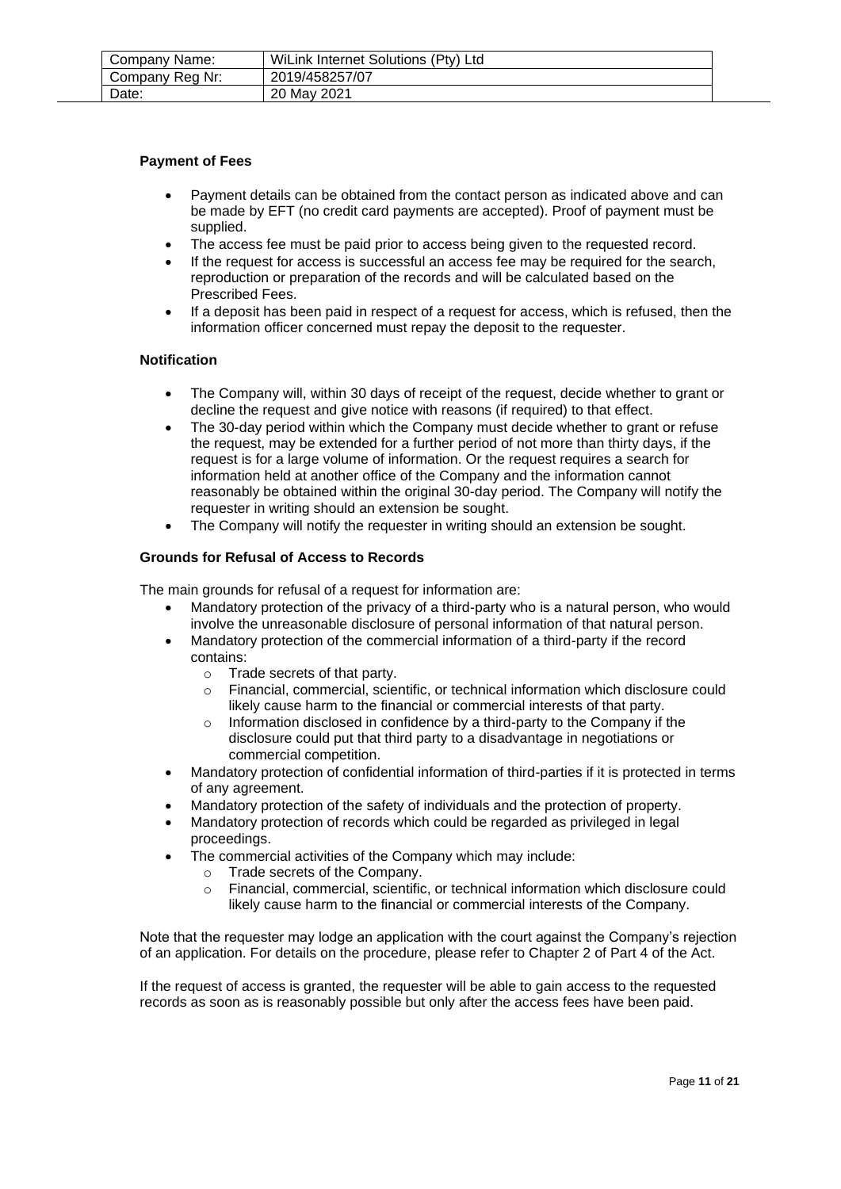**Payment of Fees**

- Payment details can be obtained from the contact person as indicated above and can be made by EFT (no credit card payments are accepted). Proof of payment must be supplied.
- The access fee must be paid prior to access being given to the requested record.
- If the request for access is successful an access fee may be required for the search, reproduction or preparation of the records and will be calculated based on the Prescribed Fees.
- If a deposit has been paid in respect of a request for access, which is refused, then the information officer concerned must repay the deposit to the requester.

**Notification**

- The Company will, within 30 days of receipt of the request, decide whether to grant or decline the request and give notice with reasons (if required) to that effect.
- The 30-day period within which the Company must decide whether to grant or refuse the request, may be extended for a further period of not more than thirty days, if the request is for a large volume of information. Or the request requires a search for information held at another office of the Company and the information cannot reasonably be obtained within the original 30-day period. The Company will notify the requester in writing should an extension be sought.
- The Company will notify the requester in writing should an extension be sought.

**Grounds for Refusal of Access to Records**

The main grounds for refusal of a request for information are:

- Mandatory protection of the privacy of a third-party who is a natural person, who would involve the unreasonable disclosure of personal information of that natural person.
- Mandatory protection of the commercial information of a third-party if the record contains:
  - Trade secrets of that party.
  - Financial, commercial, scientific, or technical information which disclosure could likely cause harm to the financial or commercial interests of that party.
  - Information disclosed in confidence by a third-party to the Company if the disclosure could put that third party to a disadvantage in negotiations or commercial competition.
- Mandatory protection of confidential information of third-parties if it is protected in terms of any agreement.
- Mandatory protection of the safety of individuals and the protection of property.
- Mandatory protection of records which could be regarded as privileged in legal proceedings.
- The commercial activities of the Company which may include:
  - Trade secrets of the Company.
  - Financial, commercial, scientific, or technical information which disclosure could likely cause harm to the financial or commercial interests of the Company.

Note that the requester may lodge an application with the court against the Company's rejection of an application. For details on the procedure, please refer to Chapter 2 of Part 4 of the Act.

If the request of access is granted, the requester will be able to gain access to the requested records as soon as is reasonably possible but only after the access fees have been paid.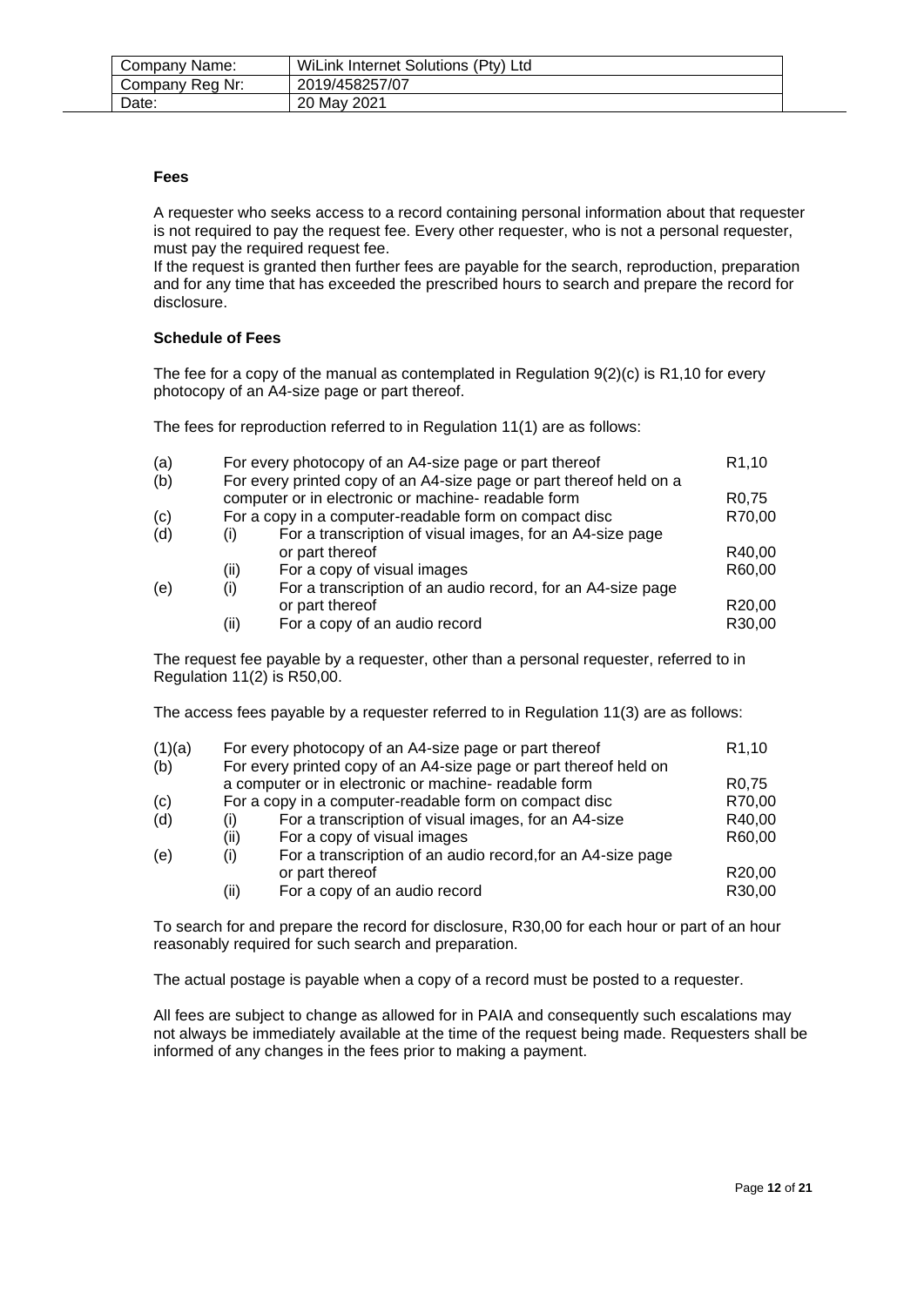| Company Name: | WiLink Internet Solutions (Pty) Ltd |
|---|---|
| Company Reg Nr: | 2019/458257/07 |
| Date: | 20 May 2021 |

**Fees**

A requester who seeks access to a record containing personal information about that requester is not required to pay the request fee. Every other requester, who is not a personal requester, must pay the required request fee.
If the request is granted then further fees are payable for the search, reproduction, preparation and for any time that has exceeded the prescribed hours to search and prepare the record for disclosure.

**Schedule of Fees**

The fee for a copy of the manual as contemplated in Regulation 9(2)(c) is R1,10 for every photocopy of an A4-size page or part thereof.

The fees for reproduction referred to in Regulation 11(1) are as follows:

| | | | |
|---|---|---|---|
| (a) | | For every photocopy of an A4-size page or part thereof | R1,10 |
| (b) | | For every printed copy of an A4-size page or part thereof held on a computer or in electronic or machine- readable form | R0,75 |
| (c) | | For a copy in a computer-readable form on compact disc | R70,00 |
| (d) | (i) | For a transcription of visual images, for an A4-size page or part thereof | R40,00 |
| | (ii) | For a copy of visual images | R60,00 |
| (e) | (i) | For a transcription of an audio record, for an A4-size page or part thereof | R20,00 |
| | (ii) | For a copy of an audio record | R30,00 |

The request fee payable by a requester, other than a personal requester, referred to in Regulation 11(2) is R50,00.

The access fees payable by a requester referred to in Regulation 11(3) are as follows:

| | | | |
|---|---|---|---|
| (1)(a) | | For every photocopy of an A4-size page or part thereof | R1,10 |
| (b) | | For every printed copy of an A4-size page or part thereof held on a computer or in electronic or machine- readable form | R0,75 |
| (c) | | For a copy in a computer-readable form on compact disc | R70,00 |
| (d) | (i) | For a transcription of visual images, for an A4-size | R40,00 |
| | (ii) | For a copy of visual images | R60,00 |
| (e) | (i) | For a transcription of an audio record,for an A4-size page or part thereof | R20,00 |
| | (ii) | For a copy of an audio record | R30,00 |

To search for and prepare the record for disclosure, R30,00 for each hour or part of an hour reasonably required for such search and preparation.

The actual postage is payable when a copy of a record must be posted to a requester.

All fees are subject to change as allowed for in PAIA and consequently such escalations may not always be immediately available at the time of the request being made. Requesters shall be informed of any changes in the fees prior to making a payment.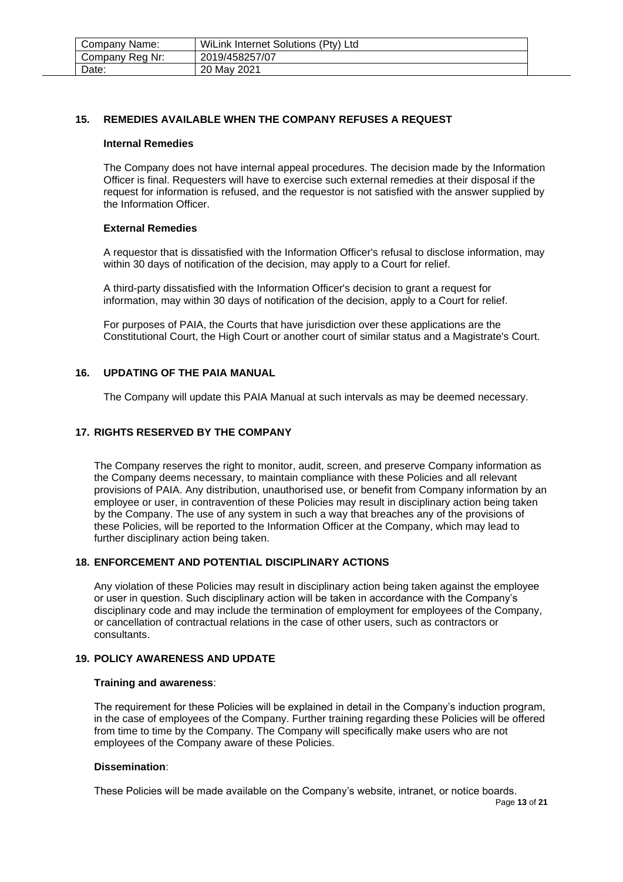| Company Name: | WiLink Internet Solutions (Pty) Ltd |
| --- | --- |
| Company Reg Nr: | 2019/458257/07 |
| Date: | 20 May 2021 |

## 15. REMEDIES AVAILABLE WHEN THE COMPANY REFUSES A REQUEST

**Internal Remedies**

The Company does not have internal appeal procedures. The decision made by the Information Officer is final. Requesters will have to exercise such external remedies at their disposal if the request for information is refused, and the requestor is not satisfied with the answer supplied by the Information Officer.

**External Remedies**

A requestor that is dissatisfied with the Information Officer's refusal to disclose information, may within 30 days of notification of the decision, may apply to a Court for relief.

A third-party dissatisfied with the Information Officer's decision to grant a request for information, may within 30 days of notification of the decision, apply to a Court for relief.

For purposes of PAIA, the Courts that have jurisdiction over these applications are the Constitutional Court, the High Court or another court of similar status and a Magistrate's Court.

## 16. UPDATING OF THE PAIA MANUAL

The Company will update this PAIA Manual at such intervals as may be deemed necessary.

## 17. RIGHTS RESERVED BY THE COMPANY

The Company reserves the right to monitor, audit, screen, and preserve Company information as the Company deems necessary, to maintain compliance with these Policies and all relevant provisions of PAIA. Any distribution, unauthorised use, or benefit from Company information by an employee or user, in contravention of these Policies may result in disciplinary action being taken by the Company. The use of any system in such a way that breaches any of the provisions of these Policies, will be reported to the Information Officer at the Company, which may lead to further disciplinary action being taken.

## 18. ENFORCEMENT AND POTENTIAL DISCIPLINARY ACTIONS

Any violation of these Policies may result in disciplinary action being taken against the employee or user in question. Such disciplinary action will be taken in accordance with the Company's disciplinary code and may include the termination of employment for employees of the Company, or cancellation of contractual relations in the case of other users, such as contractors or consultants.

## 19. POLICY AWARENESS AND UPDATE

**Training and awareness**:

The requirement for these Policies will be explained in detail in the Company's induction program, in the case of employees of the Company. Further training regarding these Policies will be offered from time to time by the Company. The Company will specifically make users who are not employees of the Company aware of these Policies.

**Dissemination**:

These Policies will be made available on the Company's website, intranet, or notice boards.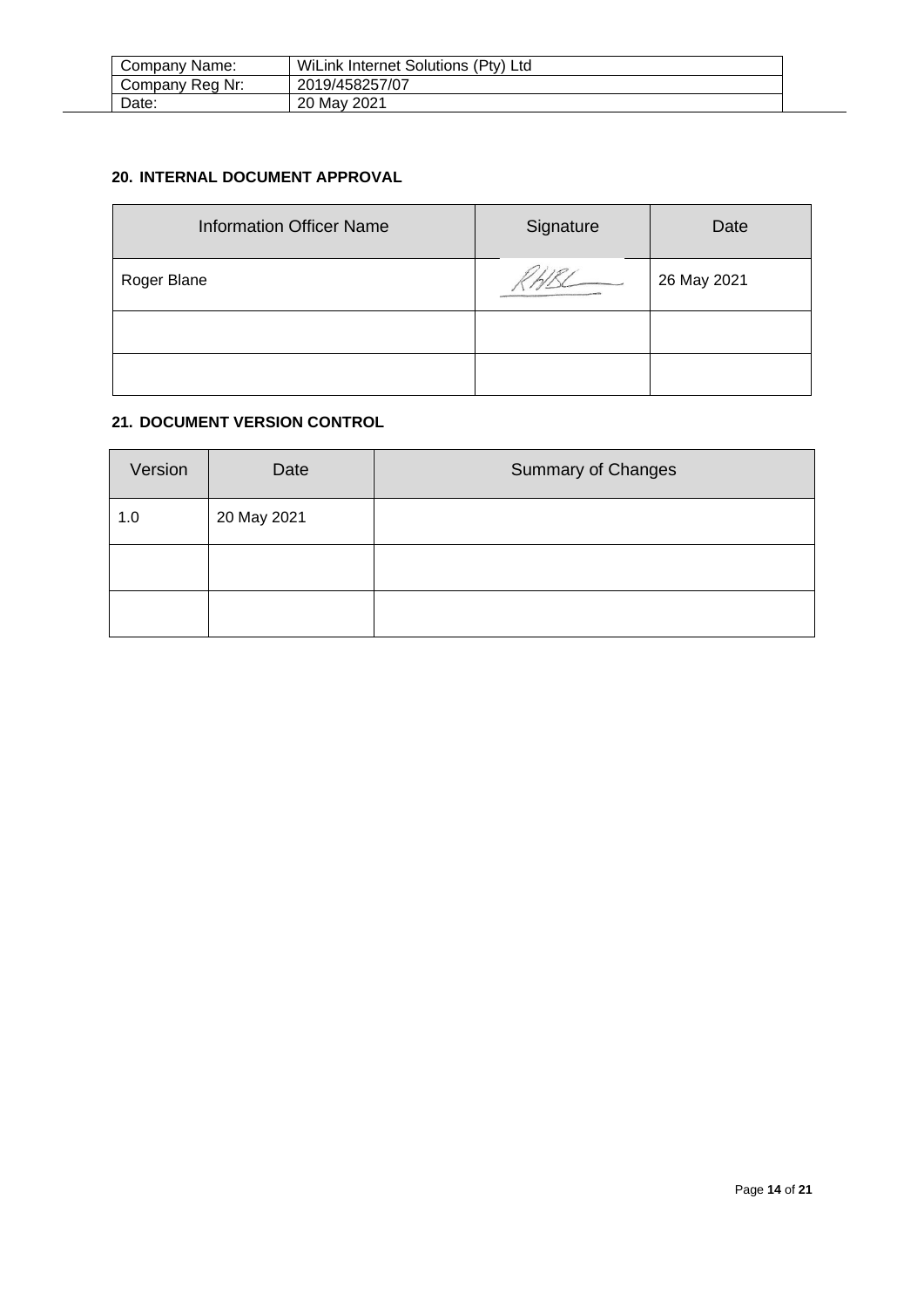## 20. INTERNAL DOCUMENT APPROVAL

| Information Officer Name | Signature | Date |
|---|---|---|
| Roger Blane | | 26 May 2021 |
| | | |
| | | |

## 21. DOCUMENT VERSION CONTROL

| Version | Date | Summary of Changes |
|---|---|---|
| 1.0 | 20 May 2021 | |
| | | |
| | | |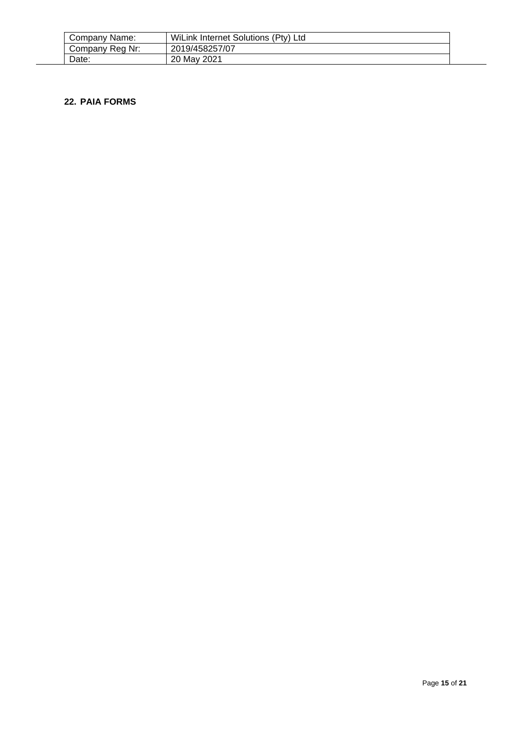## 22. PAIA FORMS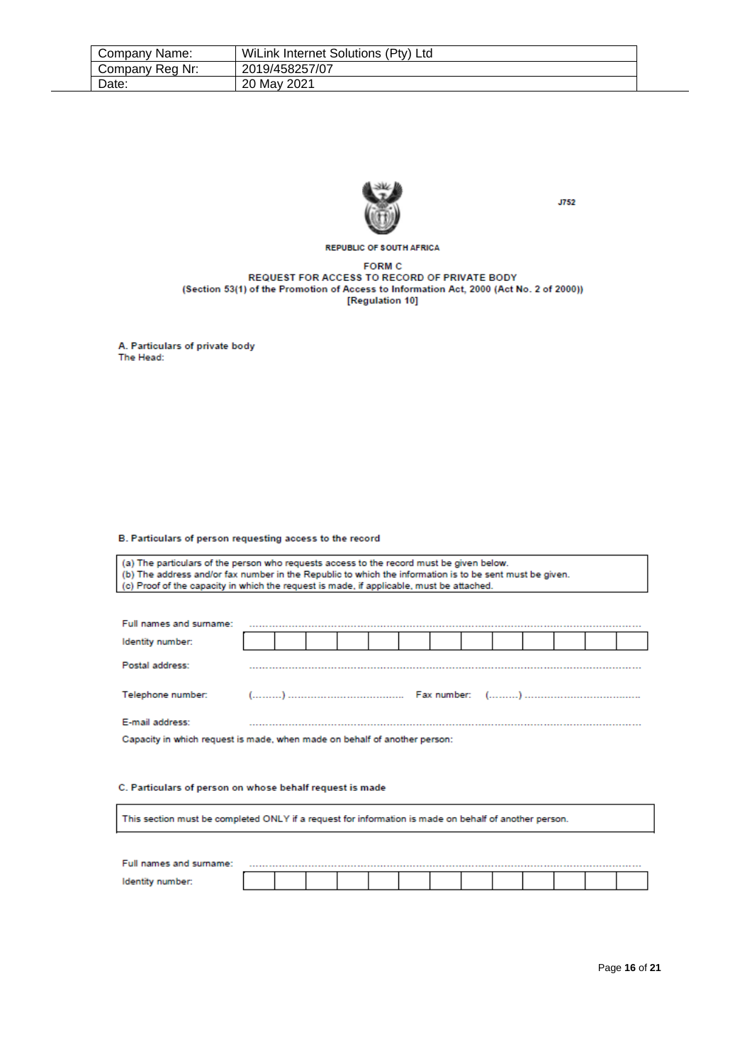| Company Name: | WiLink Internet Solutions (Pty) Ltd |
|---|---|
| Company Reg Nr: | 2019/458257/07 |
| Date: | 20 May 2021 |

J752

REPUBLIC OF SOUTH AFRICA

**FORM C**
**REQUEST FOR ACCESS TO RECORD OF PRIVATE BODY**
**(Section 53(1) of the Promotion of Access to Information Act, 2000 (Act No. 2 of 2000))**
**[Regulation 10]**

**A. Particulars of private body**
The Head:

**B. Particulars of person requesting access to the record**

(a) The particulars of the person who requests access to the record must be given below.
(b) The address and/or fax number in the Republic to which the information is to be sent must be given.
(c) Proof of the capacity in which the request is made, if applicable, must be attached.

Full names and surname: ..............................................................................................................

Identity number: | | | | | | | | | | | | | |

Postal address: ..............................................................................................................

Telephone number: (.........) ................................... Fax number: (.........) ...................................

E-mail address: ..............................................................................................................

Capacity in which request is made, when made on behalf of another person:

**C. Particulars of person on whose behalf request is made**

This section must be completed ONLY if a request for information is made on behalf of another person.

Full names and surname: ..............................................................................................................

Identity number: | | | | | | | | | | | | | |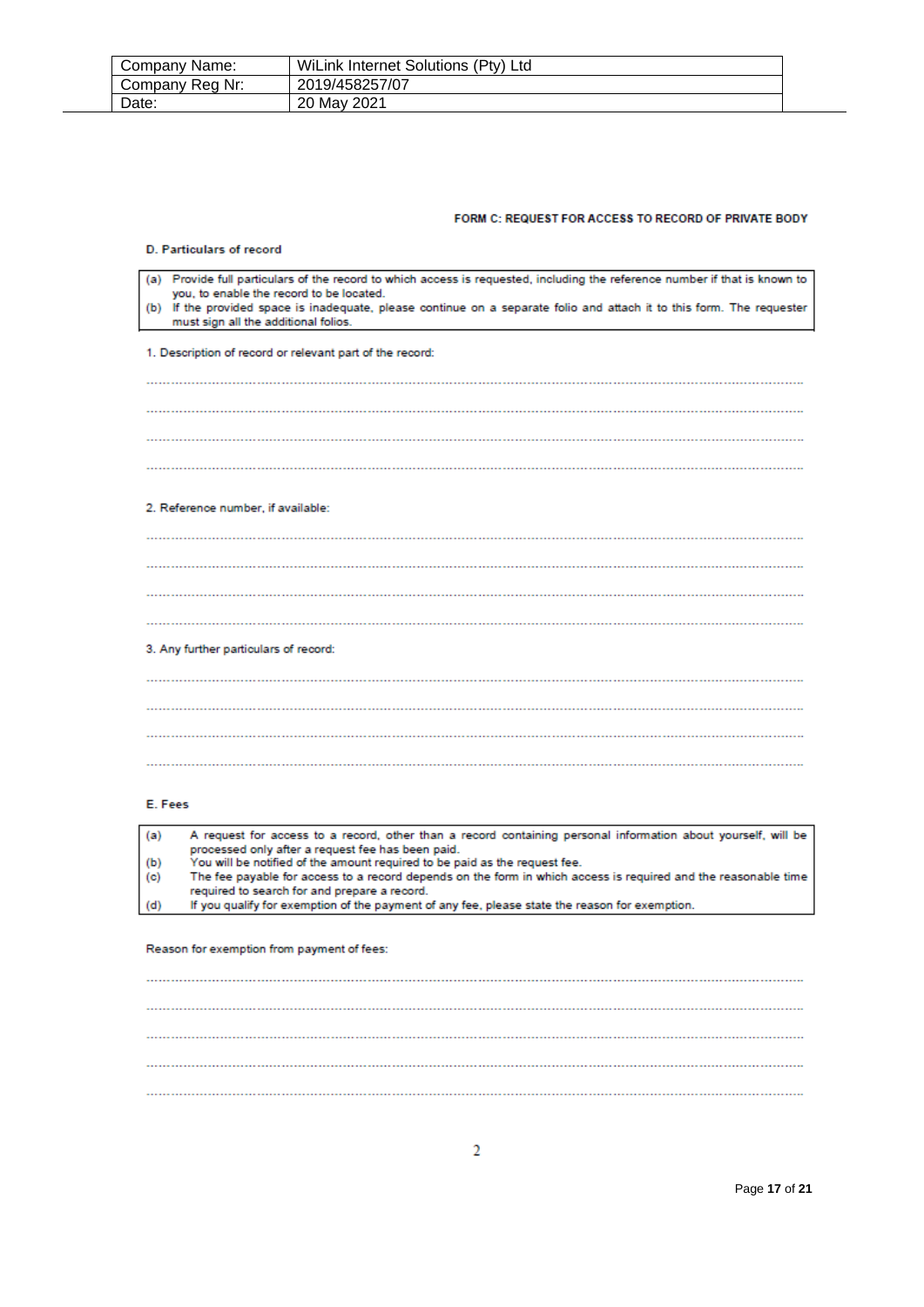| Company Name: | WiLink Internet Solutions (Pty) Ltd |
| --- | --- |
| Company Reg Nr: | 2019/458257/07 |
| Date: | 20 May 2021 |

**FORM C: REQUEST FOR ACCESS TO RECORD OF PRIVATE BODY**

**D. Particulars of record**

(a) Provide full particulars of the record to which access is requested, including the reference number if that is known to you, to enable the record to be located.
(b) If the provided space is inadequate, please continue on a separate folio and attach it to this form. The requester must sign all the additional folios.

1. Description of record or relevant part of the record:

..........................................................................................................................................................

..........................................................................................................................................................

..........................................................................................................................................................

..........................................................................................................................................................

2. Reference number, if available:

..........................................................................................................................................................

..........................................................................................................................................................

..........................................................................................................................................................

..........................................................................................................................................................

3. Any further particulars of record:

..........................................................................................................................................................

..........................................................................................................................................................

..........................................................................................................................................................

..........................................................................................................................................................

**E. Fees**

(a) A request for access to a record, other than a record containing personal information about yourself, will be processed only after a request fee has been paid.
(b) You will be notified of the amount required to be paid as the request fee.
(c) The fee payable for access to a record depends on the form in which access is required and the reasonable time required to search for and prepare a record.
(d) If you qualify for exemption of the payment of any fee, please state the reason for exemption.

Reason for exemption from payment of fees:

..........................................................................................................................................................

..........................................................................................................................................................

..........................................................................................................................................................

..........................................................................................................................................................

..........................................................................................................................................................

2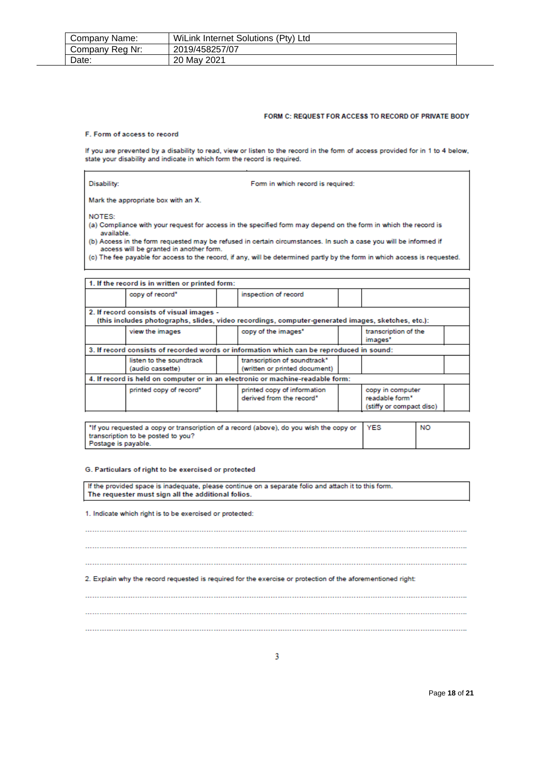| Company Name: | WiLink Internet Solutions (Pty) Ltd |
|---|---|
| Company Reg Nr: | 2019/458257/07 |
| Date: | 20 May 2021 |

**FORM C: REQUEST FOR ACCESS TO RECORD OF PRIVATE BODY**

**F. Form of access to record**

If you are prevented by a disability to read, view or listen to the record in the form of access provided for in 1 to 4 below, state your disability and indicate in which form the record is required.

Disability: Form in which record is required:

Mark the appropriate box with an X.

NOTES:

(a) Compliance with your request for access in the specified form may depend on the form in which the record is available.

(b) Access in the form requested may be refused in certain circumstances. In such a case you will be informed if access will be granted in another form.

(c) The fee payable for access to the record, if any, will be determined partly by the form in which access is requested.

| **1. If the record is in written or printed form:** | | | | | |
|---|---|---|---|---|---|
| | copy of record* | | inspection of record | | |
| **2. If record consists of visual images - (this includes photographs, slides, video recordings, computer-generated images, sketches, etc.):** | | | | | |
| | view the images | | copy of the images* | | transcription of the images* | |
| **3. If record consists of recorded words or information which can be reproduced in sound:** | | | | | |
| | listen to the soundtrack (audio cassette) | | transcription of soundtrack* (written or printed document) | | |
| **4. If record is held on computer or in an electronic or machine-readable form:** | | | | | |
| | printed copy of record* | | printed copy of information derived from the record* | | copy in computer readable form* (stiffy or compact disc) | |

| *If you requested a copy or transcription of a record (above), do you wish the copy or transcription to be posted to you? Postage is payable. | YES | NO |
|---|---|---|

**G. Particulars of right to be exercised or protected**

If the provided space is inadequate, please continue on a separate folio and attach it to this form. **The requester must sign all the additional folios.**

1. Indicate which right is to be exercised or protected:

..........................................................................................................................................

..........................................................................................................................................

..........................................................................................................................................

2. Explain why the record requested is required for the exercise or protection of the aforementioned right:

..........................................................................................................................................

..........................................................................................................................................

..........................................................................................................................................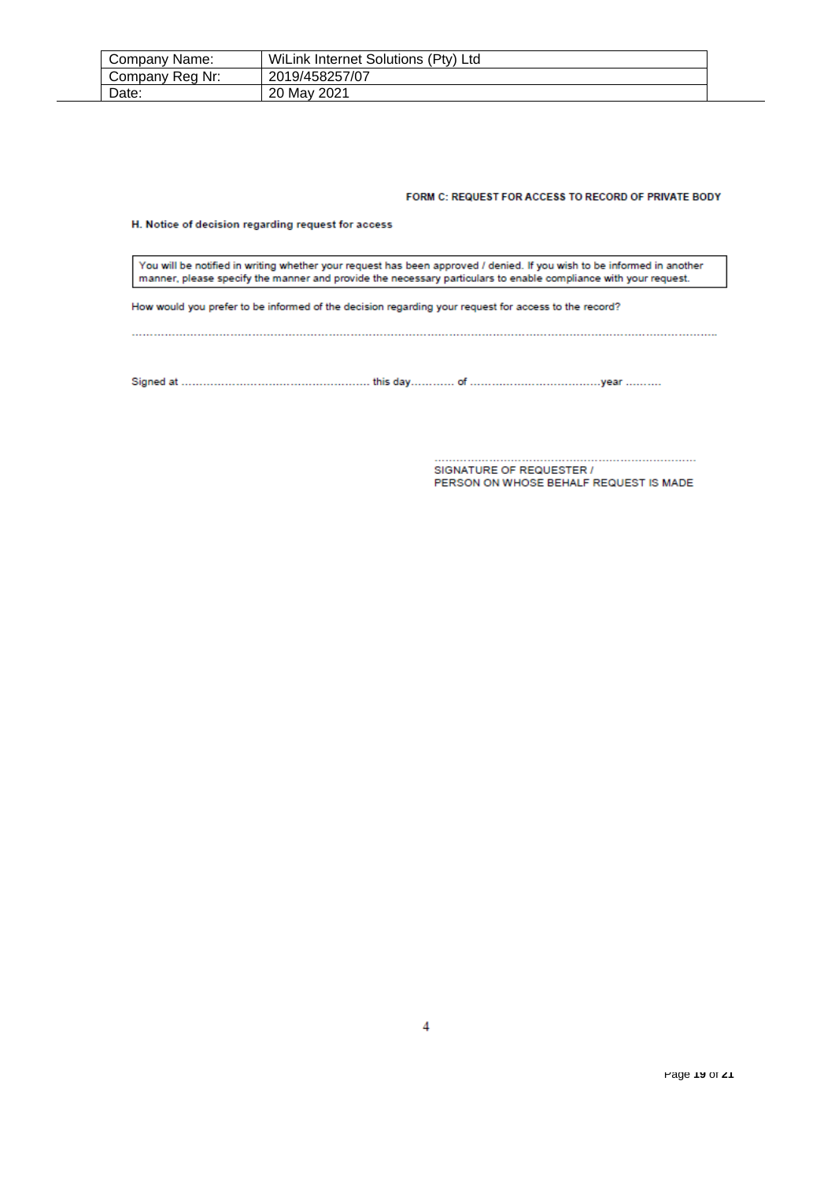| Company Name: | WiLink Internet Solutions (Pty) Ltd |
| --- | --- |
| Company Reg Nr: | 2019/458257/07 |
| Date: | 20 May 2021 |

**FORM C: REQUEST FOR ACCESS TO RECORD OF PRIVATE BODY**

**H. Notice of decision regarding request for access**

| You will be notified in writing whether your request has been approved / denied. If you wish to be informed in another manner, please specify the manner and provide the necessary particulars to enable compliance with your request. |
| --- |

How would you prefer to be informed of the decision regarding your request for access to the record?

.............................................................................................................................................................

Signed at ................................................... this day........... of ....................................year ..........

..........................................................................
SIGNATURE OF REQUESTER /
PERSON ON WHOSE BEHALF REQUEST IS MADE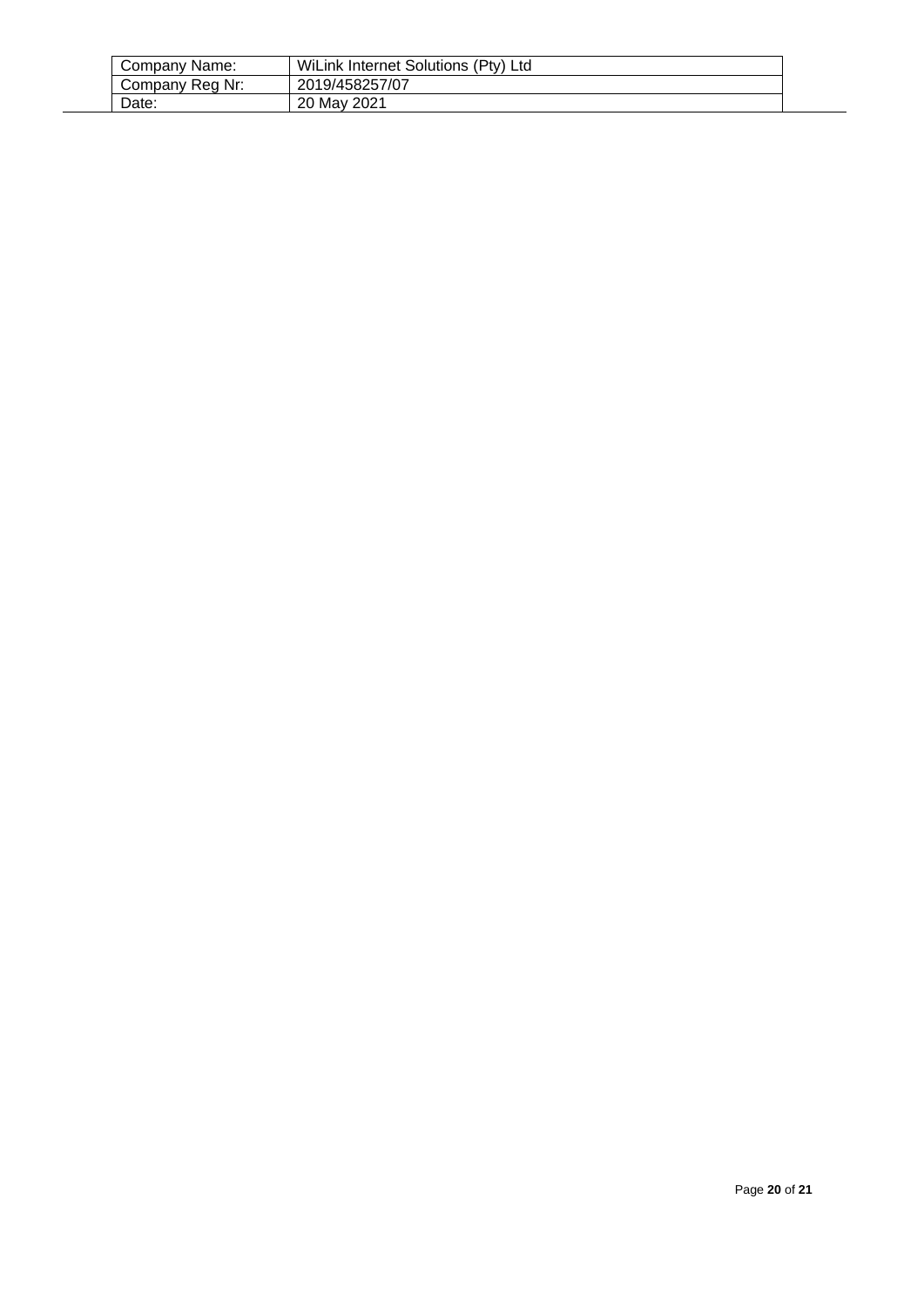| Company Name: | WiLink Internet Solutions (Pty) Ltd |
| --- | --- |
| Company Reg Nr: | 2019/458257/07 |
| Date: | 20 May 2021 |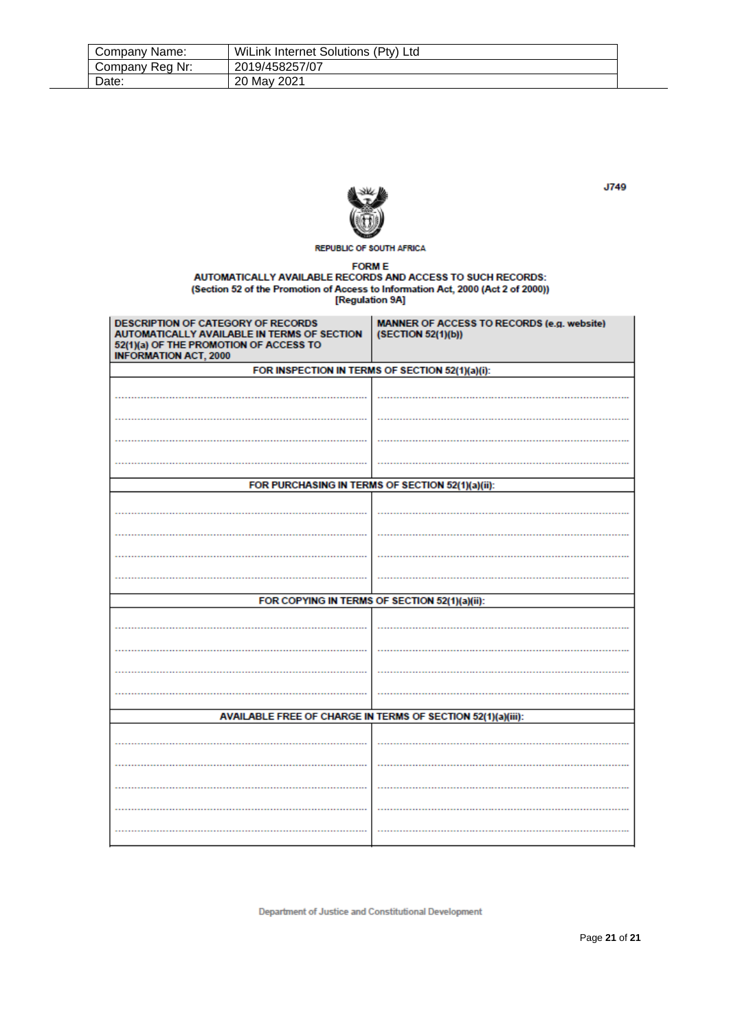| Company Name: | WiLink Internet Solutions (Pty) Ltd |
|---|---|
| Company Reg Nr: | 2019/458257/07 |
| Date: | 20 May 2021 |

J749

REPUBLIC OF SOUTH AFRICA

**FORM E**
**AUTOMATICALLY AVAILABLE RECORDS AND ACCESS TO SUCH RECORDS:**
**(Section 52 of the Promotion of Access to Information Act, 2000 (Act 2 of 2000))**
**[Regulation 9A]**

| DESCRIPTION OF CATEGORY OF RECORDS AUTOMATICALLY AVAILABLE IN TERMS OF SECTION 52(1)(a) OF THE PROMOTION OF ACCESS TO INFORMATION ACT, 2000 | MANNER OF ACCESS TO RECORDS (e.g. website) (SECTION 52(1)(b)) |
|---|---|
| **FOR INSPECTION IN TERMS OF SECTION 52(1)(a)(i):** | |
| ........................................ | ........................................ |
| ........................................ | ........................................ |
| ........................................ | ........................................ |
| ........................................ | ........................................ |
| **FOR PURCHASING IN TERMS OF SECTION 52(1)(a)(ii):** | |
| ........................................ | ........................................ |
| ........................................ | ........................................ |
| ........................................ | ........................................ |
| ........................................ | ........................................ |
| **FOR COPYING IN TERMS OF SECTION 52(1)(a)(ii):** | |
| ........................................ | ........................................ |
| ........................................ | ........................................ |
| ........................................ | ........................................ |
| ........................................ | ........................................ |
| **AVAILABLE FREE OF CHARGE IN TERMS OF SECTION 52(1)(a)(iii):** | |
| ........................................ | ........................................ |
| ........................................ | ........................................ |
| ........................................ | ........................................ |
| ........................................ | ........................................ |
| ........................................ | ........................................ |

Department of Justice and Constitutional Development